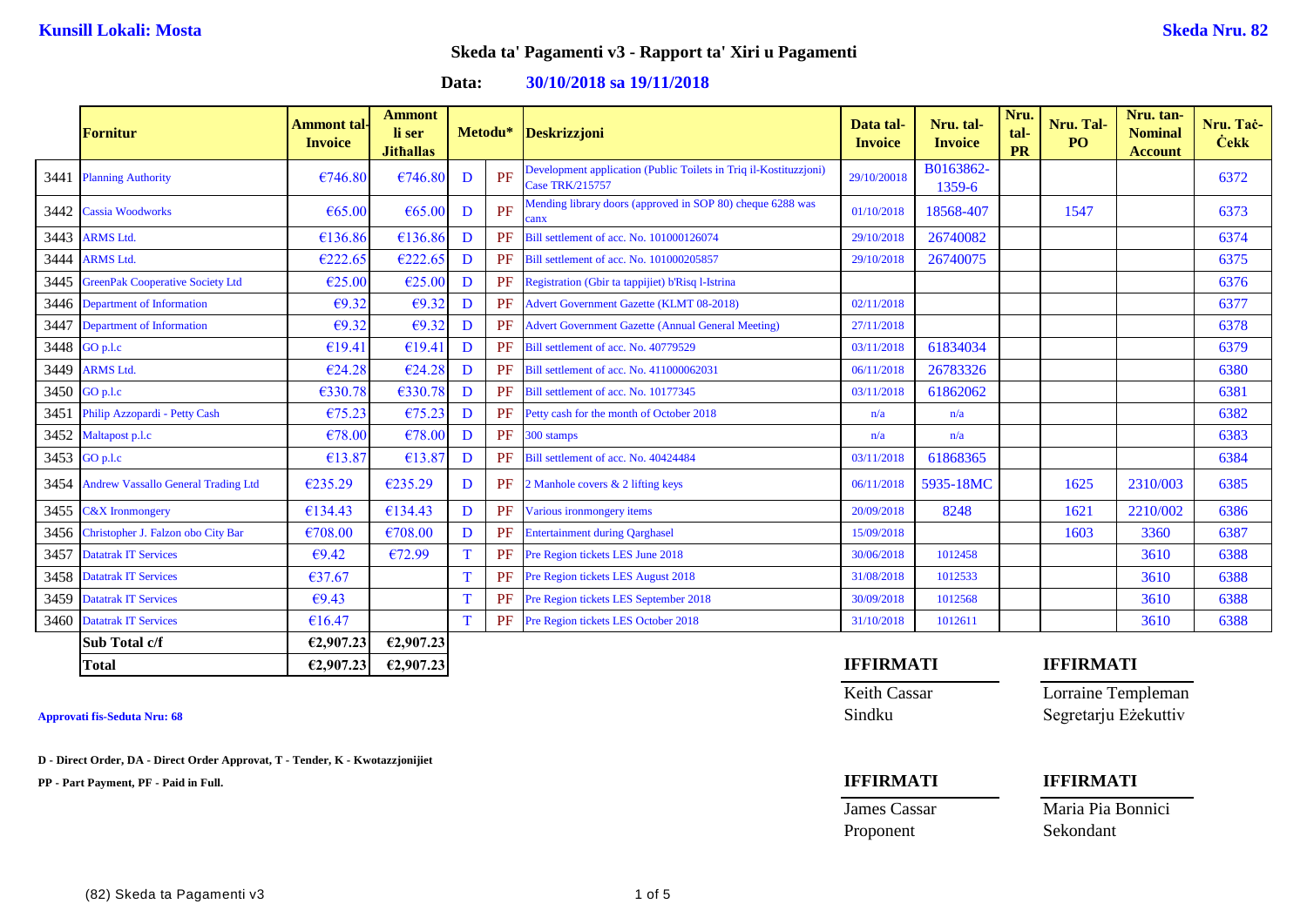**Kunsill Lokali: Mosta** **Skeda Nru. 82**

## Skeda ta' Pagamenti v3 - Rapport ta' Xiri u Pagamenti

**Data: 30/10/2018 sa 19/11/2018**

| | Fornitur | Ammont tal-Invoice | Ammont li ser Jithallas | Metodu* | | Deskrizzjoni | Data tal-Invoice | Nru. tal-Invoice | Nru. tal-PR | Nru. Tal-PO | Nru. tan-Nominal Account | Nru. Taċ-Ċekk |
|---|---|---|---|---|---|---|---|---|---|---|---|---|
| 3441 | Planning Authority | €746.80 | €746.80 | D | PF | Development application (Public Toilets in Triq il-Kostituzzjoni) Case TRK/215757 | 29/10/20018 | B0163862-1359-6 | | | | 6372 |
| 3442 | Cassia Woodworks | €65.00 | €65.00 | D | PF | Mending library doors (approved in SOP 80) cheque 6288 was canx | 01/10/2018 | 18568-407 | | 1547 | | 6373 |
| 3443 | ARMS Ltd. | €136.86 | €136.86 | D | PF | Bill settlement of acc. No. 101000126074 | 29/10/2018 | 26740082 | | | | 6374 |
| 3444 | ARMS Ltd. | €222.65 | €222.65 | D | PF | Bill settlement of acc. No. 101000205857 | 29/10/2018 | 26740075 | | | | 6375 |
| 3445 | GreenPak Cooperative Society Ltd | €25.00 | €25.00 | D | PF | Registration (Gbir ta tappijiet) b'Risq l-Istrina | | | | | | 6376 |
| 3446 | Department of Information | €9.32 | €9.32 | D | PF | Advert Government Gazette (KLMT 08-2018) | 02/11/2018 | | | | | 6377 |
| 3447 | Department of Information | €9.32 | €9.32 | D | PF | Advert Government Gazette (Annual General Meeting) | 27/11/2018 | | | | | 6378 |
| 3448 | GO p.l.c | €19.41 | €19.41 | D | PF | Bill settlement of acc. No. 40779529 | 03/11/2018 | 61834034 | | | | 6379 |
| 3449 | ARMS Ltd. | €24.28 | €24.28 | D | PF | Bill settlement of acc. No. 411000062031 | 06/11/2018 | 26783326 | | | | 6380 |
| 3450 | GO p.l.c | €330.78 | €330.78 | D | PF | Bill settlement of acc. No. 10177345 | 03/11/2018 | 61862062 | | | | 6381 |
| 3451 | Philip Azzopardi - Petty Cash | €75.23 | €75.23 | D | PF | Petty cash for the month of October 2018 | n/a | n/a | | | | 6382 |
| 3452 | Maltapost p.l.c | €78.00 | €78.00 | D | PF | 300 stamps | n/a | n/a | | | | 6383 |
| 3453 | GO p.l.c | €13.87 | €13.87 | D | PF | Bill settlement of acc. No. 40424484 | 03/11/2018 | 61868365 | | | | 6384 |
| 3454 | Andrew Vassallo General Trading Ltd | €235.29 | €235.29 | D | PF | 2 Manhole covers & 2 lifting keys | 06/11/2018 | 5935-18MC | | 1625 | 2310/003 | 6385 |
| 3455 | C&X Ironmongery | €134.43 | €134.43 | D | PF | Various ironmongery items | 20/09/2018 | 8248 | | 1621 | 2210/002 | 6386 |
| 3456 | Christopher J. Falzon obo City Bar | €708.00 | €708.00 | D | PF | Entertainment during Qarghasel | 15/09/2018 | | | 1603 | 3360 | 6387 |
| 3457 | Datatrak IT Services | €9.42 | €72.99 | T | PF | Pre Region tickets LES June 2018 | 30/06/2018 | 1012458 | | | 3610 | 6388 |
| 3458 | Datatrak IT Services | €37.67 | | T | PF | Pre Region tickets LES August 2018 | 31/08/2018 | 1012533 | | | 3610 | 6388 |
| 3459 | Datatrak IT Services | €9.43 | | T | PF | Pre Region tickets LES September 2018 | 30/09/2018 | 1012568 | | | 3610 | 6388 |
| 3460 | Datatrak IT Services | €16.47 | | T | PF | Pre Region tickets LES October 2018 | 31/10/2018 | 1012611 | | | 3610 | 6388 |
| | **Sub Total c/f** | **€2,907.23** | **€2,907.23** | | | | | | | | | |
| | **Total** | **€2,907.23** | **€2,907.23** | | | | | | | | | |

**Approvati fis-Seduta Nru: 68**

**D - Direct Order, DA - Direct Order Approvat, T - Tender, K - Kwotazzjonijiet**

**PP - Part Payment, PF - Paid in Full.**

| **IFFIRMATI** | **IFFIRMATI** |
|---|---|
| Keith Cassar | Lorraine Templeman |
| Sindku | Segretarju Eżekuttiv |

| **IFFIRMATI** | **IFFIRMATI** |
|---|---|
| James Cassar | Maria Pia Bonnici |
| Proponent | Sekondant |

(82) Skeda ta Pagamenti v3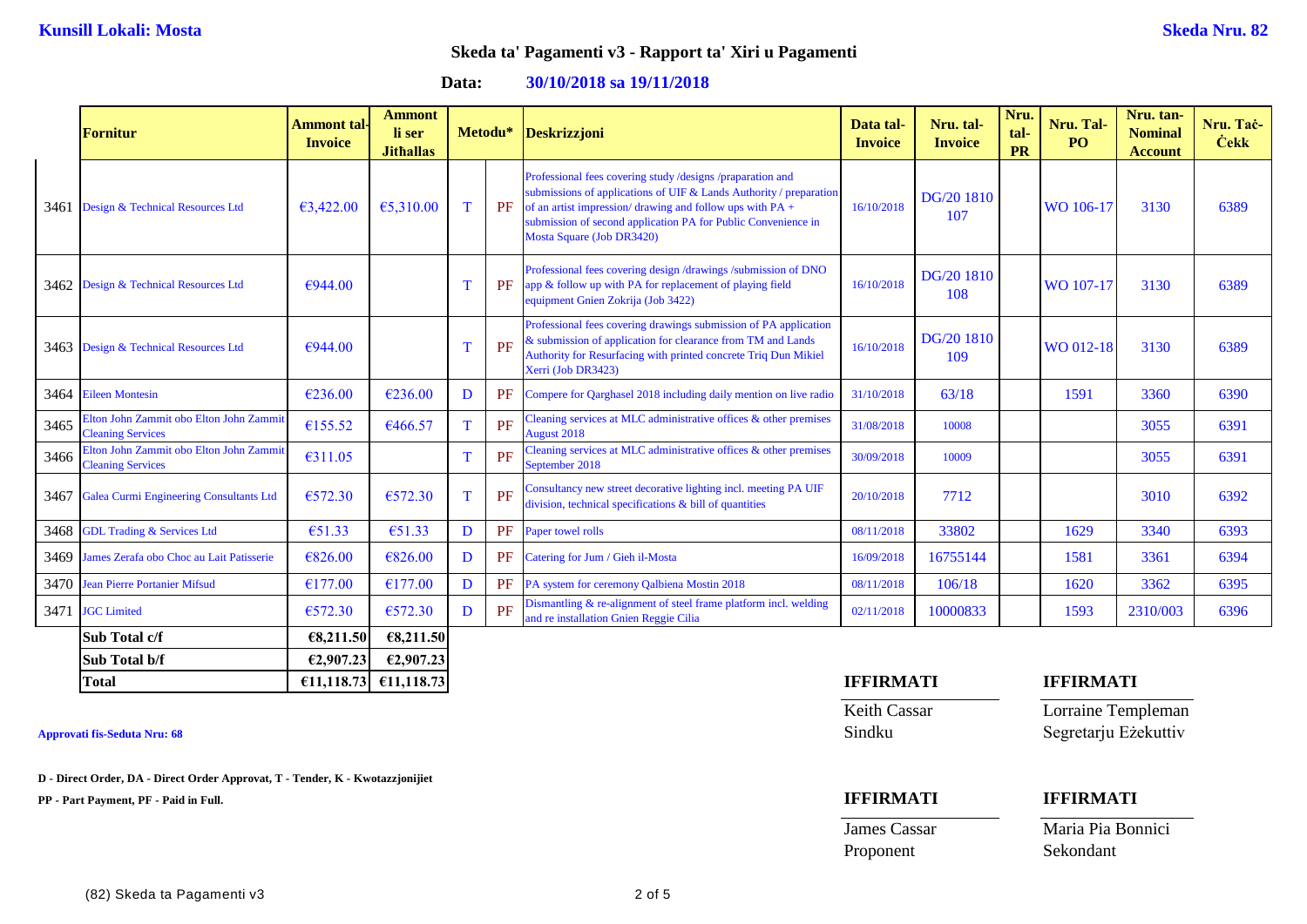**Kunsill Lokali: Mosta** **Skeda Nru. 82**

## Skeda ta' Pagamenti v3 - Rapport ta' Xiri u Pagamenti

**Data: 30/10/2018 sa 19/11/2018**

| | Fornitur | Ammont tal-Invoice | Ammont li ser Jithallas | Metodu* | | Deskrizzjoni | Data tal-Invoice | Nru. tal-Invoice | Nru. tal-PR | Nru. Tal-PO | Nru. tan-Nominal Account | Nru. Taċ-Ċekk |
|---|---|---|---|---|---|---|---|---|---|---|---|---|
| 3461 | Design & Technical Resources Ltd | €3,422.00 | €5,310.00 | T | PF | Professional fees covering study /designs /praparation and submissions of applications of UIF & Lands Authority / preparation of an artist impression/ drawing and follow ups with PA + submission of second application PA for Public Convenience in Mosta Square (Job DR3420) | 16/10/2018 | DG/20 1810 107 | | WO 106-17 | 3130 | 6389 |
| 3462 | Design & Technical Resources Ltd | €944.00 | | T | PF | Professional fees covering design /drawings /submission of DNO app & follow up with PA for replacement of playing field equipment Gnien Zokrija (Job 3422) | 16/10/2018 | DG/20 1810 108 | | WO 107-17 | 3130 | 6389 |
| 3463 | Design & Technical Resources Ltd | €944.00 | | T | PF | Professional fees covering drawings submission of PA application & submission of application for clearance from TM and Lands Authority for Resurfacing with printed concrete Triq Dun Mikiel Xerri (Job DR3423) | 16/10/2018 | DG/20 1810 109 | | WO 012-18 | 3130 | 6389 |
| 3464 | Eileen Montesin | €236.00 | €236.00 | D | PF | Compere for Qarghasel 2018 including daily mention on live radio | 31/10/2018 | 63/18 | | 1591 | 3360 | 6390 |
| 3465 | Elton John Zammit obo Elton John Zammit Cleaning Services | €155.52 | €466.57 | T | PF | Cleaning services at MLC administrative offices & other premises August 2018 | 31/08/2018 | 10008 | | | 3055 | 6391 |
| 3466 | Elton John Zammit obo Elton John Zammit Cleaning Services | €311.05 | | T | PF | Cleaning services at MLC administrative offices & other premises September 2018 | 30/09/2018 | 10009 | | | 3055 | 6391 |
| 3467 | Galea Curmi Engineering Consultants Ltd | €572.30 | €572.30 | T | PF | Consultancy new street decorative lighting incl. meeting PA UIF division, technical specifications & bill of quantities | 20/10/2018 | 7712 | | | 3010 | 6392 |
| 3468 | GDL Trading & Services Ltd | €51.33 | €51.33 | D | PF | Paper towel rolls | 08/11/2018 | 33802 | | 1629 | 3340 | 6393 |
| 3469 | James Zerafa obo Choc au Lait Patisserie | €826.00 | €826.00 | D | PF | Catering for Jum / Gieh il-Mosta | 16/09/2018 | 16755144 | | 1581 | 3361 | 6394 |
| 3470 | Jean Pierre Portanier Mifsud | €177.00 | €177.00 | D | PF | PA system for ceremony Qalbiena Mostin 2018 | 08/11/2018 | 106/18 | | 1620 | 3362 | 6395 |
| 3471 | JGC Limited | €572.30 | €572.30 | D | PF | Dismantling & re-alignment of steel frame platform incl. welding and re installation Gnien Reggie Cilia | 02/11/2018 | 10000833 | | 1593 | 2310/003 | 6396 |
| | **Sub Total c/f** | **€8,211.50** | **€8,211.50** | | | | | | | | | |
| | **Sub Total b/f** | **€2,907.23** | **€2,907.23** | | | | | | | | | |
| | **Total** | **€11,118.73** | **€11,118.73** | | | | | | | | | |

**IFFIRMATI**
Keith Cassar
Sindku

**IFFIRMATI**
Lorraine Templeman
Segretarju Eżekuttiv

**Approvati fis-Seduta Nru: 68**

**D - Direct Order, DA - Direct Order Approvat, T - Tender, K - Kwotazzjonijiet**

**PP - Part Payment, PF - Paid in Full.**

**IFFIRMATI**
James Cassar
Proponent

**IFFIRMATI**
Maria Pia Bonnici
Sekondant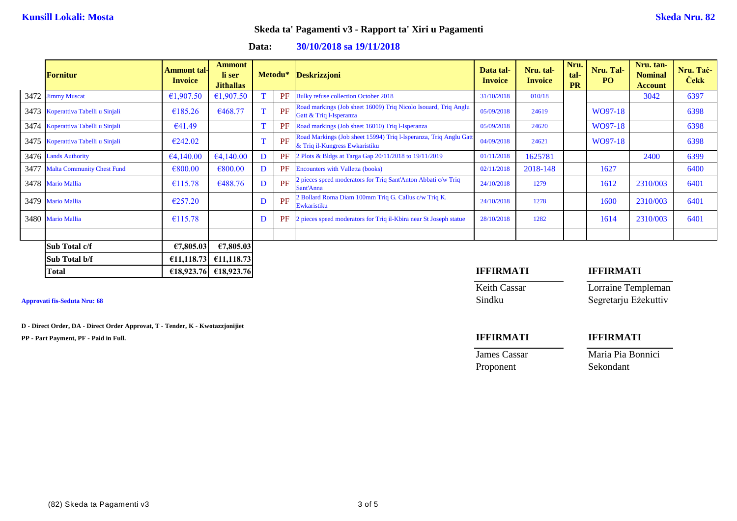**Kunsill Lokali: Mosta** **Skeda Nru. 82**

## Skeda ta' Pagamenti v3 - Rapport ta' Xiri u Pagamenti

**Data: 30/10/2018 sa 19/11/2018**

| | Fornitur | Ammont tal-Invoice | Ammont li ser Jithallas | Metodu* | | Deskrizzjoni | Data tal-Invoice | Nru. tal-Invoice | Nru. tal-PR | Nru. Tal-PO | Nru. tan-Nominal Account | Nru. Taċ-Ċekk |
|---|---|---|---|---|---|---|---|---|---|---|---|---|
| 3472 | Jimmy Muscat | €1,907.50 | €1,907.50 | T | PF | Bulky refuse collection October 2018 | 31/10/2018 | 010/18 | | | 3042 | 6397 |
| 3473 | Koperattiva Tabelli u Sinjali | €185.26 | €468.77 | T | PF | Road markings (Job sheet 16009) Triq Nicolo Isouard, Triq Anglu Gatt & Triq l-Isperanza | 05/09/2018 | 24619 | | WO97-18 | | 6398 |
| 3474 | Koperattiva Tabelli u Sinjali | €41.49 | | T | PF | Road markings (Job sheet 16010) Triq l-Isperanza | 05/09/2018 | 24620 | | WO97-18 | | 6398 |
| 3475 | Koperattiva Tabelli u Sinjali | €242.02 | | T | PF | Road Markings (Job sheet 15994) Triq l-Isperanza, Triq Anglu Gatt & Triq il-Kungress Ewkaristiku | 04/09/2018 | 24621 | | WO97-18 | | 6398 |
| 3476 | Lands Authority | €4,140.00 | €4,140.00 | D | PF | 2 Plots & Bldgs at Targa Gap 20/11/2018 to 19/11/2019 | 01/11/2018 | 1625781 | | | 2400 | 6399 |
| 3477 | Malta Community Chest Fund | €800.00 | €800.00 | D | PF | Encounters with Valletta (books) | 02/11/2018 | 2018-148 | | 1627 | | 6400 |
| 3478 | Mario Mallia | €115.78 | €488.76 | D | PF | 2 pieces speed moderators for Triq Sant'Anton Abbati c/w Triq Sant'Anna | 24/10/2018 | 1279 | | 1612 | 2310/003 | 6401 |
| 3479 | Mario Mallia | €257.20 | | D | PF | 2 Bollard Roma Diam 100mm Triq G. Callus c/w Triq K. Ewkaristiku | 24/10/2018 | 1278 | | 1600 | 2310/003 | 6401 |
| 3480 | Mario Mallia | €115.78 | | D | PF | 2 pieces speed moderators for Triq il-Kbira near St Joseph statue | 28/10/2018 | 1282 | | 1614 | 2310/003 | 6401 |
| | | | | | | | | | | | | |
| | **Sub Total c/f** | **€7,805.03** | **€7,805.03** | | | | | | | | | |
| | **Sub Total b/f** | **€11,118.73** | **€11,118.73** | | | | | | | | | |
| | **Total** | **€18,923.76** | **€18,923.76** | | | | | | | | | |

**Approvati fis-Seduta Nru: 68**

**D - Direct Order, DA - Direct Order Approvat, T - Tender, K - Kwotazzjonijiet**

**PP - Part Payment, PF - Paid in Full.**

**IFFIRMATI**
Keith Cassar
Sindku

**IFFIRMATI**
Lorraine Templeman
Segretarju Eżekuttiv

**IFFIRMATI**
James Cassar
Proponent

**IFFIRMATI**
Maria Pia Bonnici
Sekondant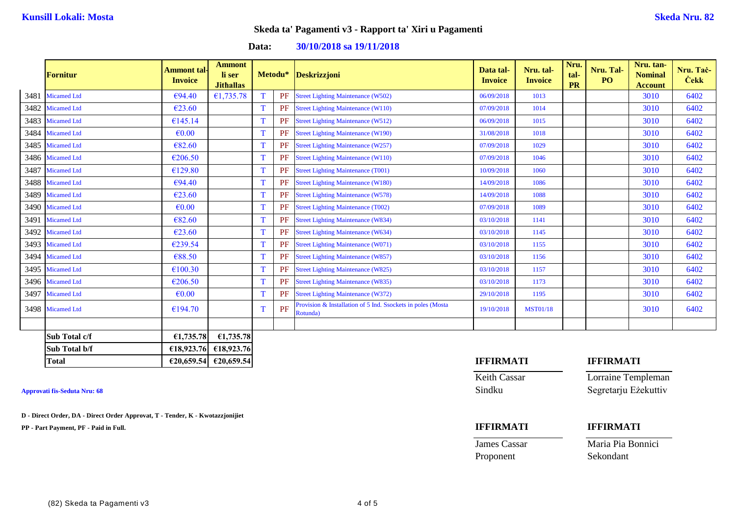**Kunsill Lokali: Mosta**

**Skeda Nru. 82**

## Skeda ta' Pagamenti v3 - Rapport ta' Xiri u Pagamenti

**Data: 30/10/2018 sa 19/11/2018**

| | Fornitur | Ammont tal-Invoice | Ammont li ser Jithallas | Metodu* | | Deskrizzjoni | Data tal-Invoice | Nru. tal-Invoice | Nru. tal-PR | Nru. Tal-PO | Nru. tan-Nominal Account | Nru. Taċ-Ċekk |
|---|---|---|---|---|---|---|---|---|---|---|---|---|
| 3481 | Micamed Ltd | €94.40 | €1,735.78 | T | PF | Street Lighting Maintenance (W502) | 06/09/2018 | 1013 | | | 3010 | 6402 |
| 3482 | Micamed Ltd | €23.60 | | T | PF | Street Lighting Maintenance (W110) | 07/09/2018 | 1014 | | | 3010 | 6402 |
| 3483 | Micamed Ltd | €145.14 | | T | PF | Street Lighting Maintenance (W512) | 06/09/2018 | 1015 | | | 3010 | 6402 |
| 3484 | Micamed Ltd | €0.00 | | T | PF | Street Lighting Maintenance (W190) | 31/08/2018 | 1018 | | | 3010 | 6402 |
| 3485 | Micamed Ltd | €82.60 | | T | PF | Street Lighting Maintenance (W257) | 07/09/2018 | 1029 | | | 3010 | 6402 |
| 3486 | Micamed Ltd | €206.50 | | T | PF | Street Lighting Maintenance (W110) | 07/09/2018 | 1046 | | | 3010 | 6402 |
| 3487 | Micamed Ltd | €129.80 | | T | PF | Street Lighting Maintenance (T001) | 10/09/2018 | 1060 | | | 3010 | 6402 |
| 3488 | Micamed Ltd | €94.40 | | T | PF | Street Lighting Maintenance (W180) | 14/09/2018 | 1086 | | | 3010 | 6402 |
| 3489 | Micamed Ltd | €23.60 | | T | PF | Street Lighting Maintenance (W578) | 14/09/2018 | 1088 | | | 3010 | 6402 |
| 3490 | Micamed Ltd | €0.00 | | T | PF | Street Lighting Maintenance (T002) | 07/09/2018 | 1089 | | | 3010 | 6402 |
| 3491 | Micamed Ltd | €82.60 | | T | PF | Street Lighting Maintenance (W834) | 03/10/2018 | 1141 | | | 3010 | 6402 |
| 3492 | Micamed Ltd | €23.60 | | T | PF | Street Lighting Maintenance (W634) | 03/10/2018 | 1145 | | | 3010 | 6402 |
| 3493 | Micamed Ltd | €239.54 | | T | PF | Street Lighting Maintenance (W071) | 03/10/2018 | 1155 | | | 3010 | 6402 |
| 3494 | Micamed Ltd | €88.50 | | T | PF | Street Lighting Maintenance (W857) | 03/10/2018 | 1156 | | | 3010 | 6402 |
| 3495 | Micamed Ltd | €100.30 | | T | PF | Street Lighting Maintenance (W825) | 03/10/2018 | 1157 | | | 3010 | 6402 |
| 3496 | Micamed Ltd | €206.50 | | T | PF | Street Lighting Maintenance (W835) | 03/10/2018 | 1173 | | | 3010 | 6402 |
| 3497 | Micamed Ltd | €0.00 | | T | PF | Street Lighting Maintenance (W372) | 29/10/2018 | 1195 | | | 3010 | 6402 |
| 3498 | Micamed Ltd | €194.70 | | T | PF | Provision & Installation of 5 Ind. Ssockets in poles (Mosta Rotunda) | 19/10/2018 | MST01/18 | | | 3010 | 6402 |
| | | | | | | | | | | | | |
| | **Sub Total c/f** | **€1,735.78** | **€1,735.78** | | | | | | | | | |
| | **Sub Total b/f** | **€18,923.76** | **€18,923.76** | | | | | | | | | |
| | **Total** | **€20,659.54** | **€20,659.54** | | | | | | | | | |

**Approvati fis-Seduta Nru: 68**

**D - Direct Order, DA - Direct Order Approvat, T - Tender, K - Kwotazzjonijiet**

**PP - Part Payment, PF - Paid in Full.**

**IFFIRMATI**

Keith Cassar
Sindku

**IFFIRMATI**

Lorraine Templeman
Segretarju Eżekuttiv

**IFFIRMATI**

James Cassar
Proponent

**IFFIRMATI**

Maria Pia Bonnici
Sekondant

(82) Skeda ta Pagamenti v3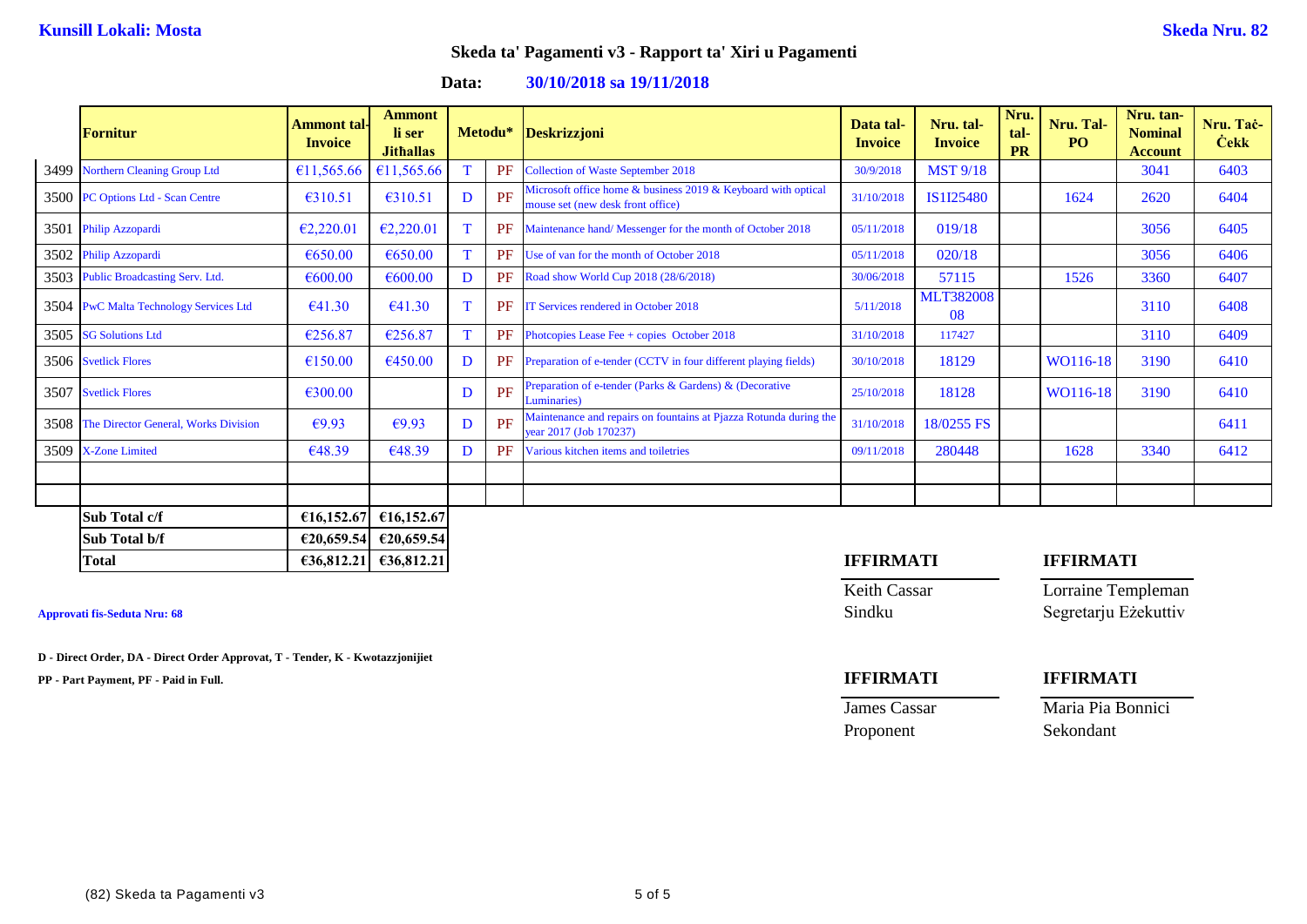Kunsill Lokali: Mosta

Skeda Nru. 82

# Skeda ta' Pagamenti v3 - Rapport ta' Xiri u Pagamenti

**Data:** **30/10/2018 sa 19/11/2018**

| | Fornitur | Ammont tal-Invoice | Ammont li ser Jithallas | Metodu* | | Deskrizzjoni | Data tal-Invoice | Nru. tal-Invoice | Nru. tal-PR | Nru. Tal-PO | Nru. tan-Nominal Account | Nru. Taċ-Ċekk |
|---|---|---|---|---|---|---|---|---|---|---|---|---|
| 3499 | Northern Cleaning Group Ltd | €11,565.66 | €11,565.66 | T | PF | Collection of Waste September 2018 | 30/9/2018 | MST 9/18 | | | 3041 | 6403 |
| 3500 | PC Options Ltd - Scan Centre | €310.51 | €310.51 | D | PF | Microsoft office home & business 2019 & Keyboard with optical mouse set (new desk front office) | 31/10/2018 | IS1I25480 | | 1624 | 2620 | 6404 |
| 3501 | Philip Azzopardi | €2,220.01 | €2,220.01 | T | PF | Maintenance hand/ Messenger for the month of October 2018 | 05/11/2018 | 019/18 | | | 3056 | 6405 |
| 3502 | Philip Azzopardi | €650.00 | €650.00 | T | PF | Use of van for the month of October 2018 | 05/11/2018 | 020/18 | | | 3056 | 6406 |
| 3503 | Public Broadcasting Serv. Ltd. | €600.00 | €600.00 | D | PF | Road show World Cup 2018 (28/6/2018) | 30/06/2018 | 57115 | | 1526 | 3360 | 6407 |
| 3504 | PwC Malta Technology Services Ltd | €41.30 | €41.30 | T | PF | IT Services rendered in October 2018 | 5/11/2018 | MLT38200808 | | | 3110 | 6408 |
| 3505 | SG Solutions Ltd | €256.87 | €256.87 | T | PF | Photcopies Lease Fee + copies October 2018 | 31/10/2018 | 117427 | | | 3110 | 6409 |
| 3506 | Svetlick Flores | €150.00 | €450.00 | D | PF | Preparation of e-tender (CCTV in four different playing fields) | 30/10/2018 | 18129 | | WO116-18 | 3190 | 6410 |
| 3507 | Svetlick Flores | €300.00 | | D | PF | Preparation of e-tender (Parks & Gardens) & (Decorative Luminaries) | 25/10/2018 | 18128 | | WO116-18 | 3190 | 6410 |
| 3508 | The Director General, Works Division | €9.93 | €9.93 | D | PF | Maintenance and repairs on fountains at Pjazza Rotunda during the year 2017 (Job 170237) | 31/10/2018 | 18/0255 FS | | | | 6411 |
| 3509 | X-Zone Limited | €48.39 | €48.39 | D | PF | Various kitchen items and toiletries | 09/11/2018 | 280448 | | 1628 | 3340 | 6412 |
| | | | | | | | | | | | | |
| | | | | | | | | | | | | |

| | | |
|---|---|---|
| **Sub Total c/f** | **€16,152.67** | **€16,152.67** |
| **Sub Total b/f** | **€20,659.54** | **€20,659.54** |
| **Total** | **€36,812.21** | **€36,812.21** |

Approvati fis-Seduta Nru: 68

D - Direct Order, DA - Direct Order Approvat, T - Tender, K - Kwotazzjonijiet

PP - Part Payment, PF - Paid in Full.

**IFFIRMATI**

Keith Cassar
Sindku

**IFFIRMATI**

Lorraine Templeman
Segretarju Eżekuttiv

**IFFIRMATI**

James Cassar
Proponent

**IFFIRMATI**

Maria Pia Bonnici
Sekondant

(82) Skeda ta Pagamenti v3